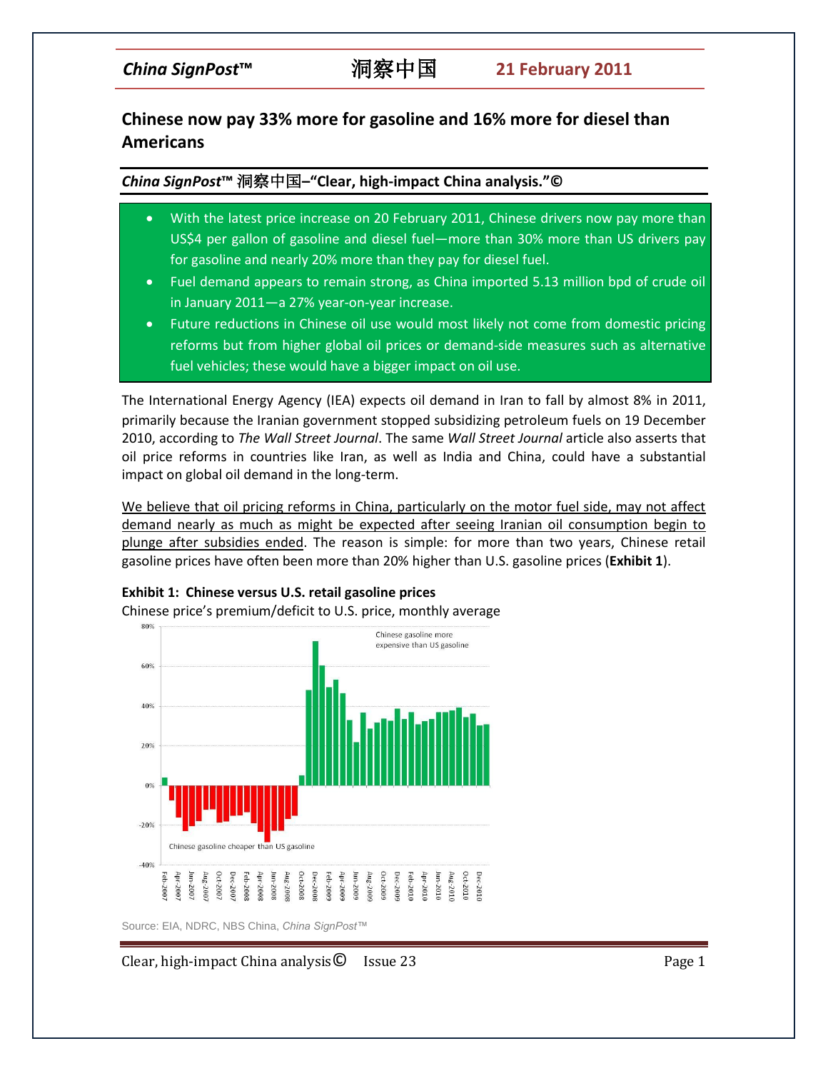# Chinese now pay 33% more for gasoline and 16% more for diesel than Americans

***China SignPost*™ 洞察中国–"Clear, high-impact China analysis."©**

- With the latest price increase on 20 February 2011, Chinese drivers now pay more than US$4 per gallon of gasoline and diesel fuel—more than 30% more than US drivers pay for gasoline and nearly 20% more than they pay for diesel fuel.
- Fuel demand appears to remain strong, as China imported 5.13 million bpd of crude oil in January 2011—a 27% year-on-year increase.
- Future reductions in Chinese oil use would most likely not come from domestic pricing reforms but from higher global oil prices or demand-side measures such as alternative fuel vehicles; these would have a bigger impact on oil use.

The International Energy Agency (IEA) expects oil demand in Iran to fall by almost 8% in 2011, primarily because the Iranian government stopped subsidizing petroleum fuels on 19 December 2010, according to *The Wall Street Journal*. The same *Wall Street Journal* article also asserts that oil price reforms in countries like Iran, as well as India and China, could have a substantial impact on global oil demand in the long-term.

We believe that oil pricing reforms in China, particularly on the motor fuel side, may not affect demand nearly as much as might be expected after seeing Iranian oil consumption begin to plunge after subsidies ended. The reason is simple: for more than two years, Chinese retail gasoline prices have often been more than 20% higher than U.S. gasoline prices (**Exhibit 1**).

**Exhibit 1: Chinese versus U.S. retail gasoline prices**

Chinese price's premium/deficit to U.S. price, monthly average

Source: EIA, NDRC, NBS China, *China SignPost™*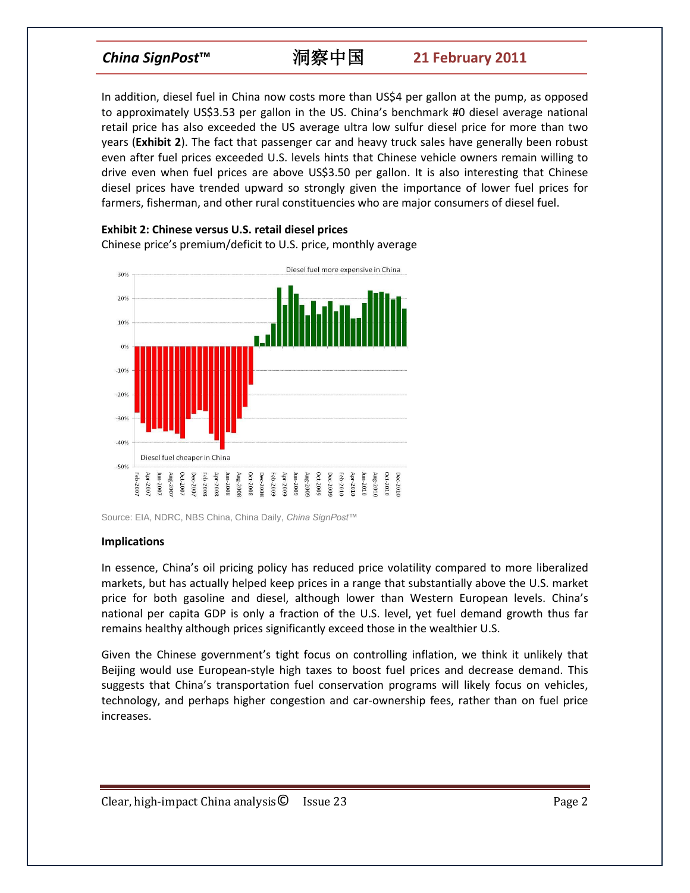In addition, diesel fuel in China now costs more than US$4 per gallon at the pump, as opposed to approximately US$3.53 per gallon in the US. China's benchmark #0 diesel average national retail price has also exceeded the US average ultra low sulfur diesel price for more than two years (**Exhibit 2**). The fact that passenger car and heavy truck sales have generally been robust even after fuel prices exceeded U.S. levels hints that Chinese vehicle owners remain willing to drive even when fuel prices are above US$3.50 per gallon. It is also interesting that Chinese diesel prices have trended upward so strongly given the importance of lower fuel prices for farmers, fisherman, and other rural constituencies who are major consumers of diesel fuel.

**Exhibit 2: Chinese versus U.S. retail diesel prices**

Chinese price's premium/deficit to U.S. price, monthly average

Source: EIA, NDRC, NBS China, China Daily, *China SignPost™*

**Implications**

In essence, China's oil pricing policy has reduced price volatility compared to more liberalized markets, but has actually helped keep prices in a range that substantially above the U.S. market price for both gasoline and diesel, although lower than Western European levels. China's national per capita GDP is only a fraction of the U.S. level, yet fuel demand growth thus far remains healthy although prices significantly exceed those in the wealthier U.S.

Given the Chinese government's tight focus on controlling inflation, we think it unlikely that Beijing would use European-style high taxes to boost fuel prices and decrease demand. This suggests that China's transportation fuel conservation programs will likely focus on vehicles, technology, and perhaps higher congestion and car-ownership fees, rather than on fuel price increases.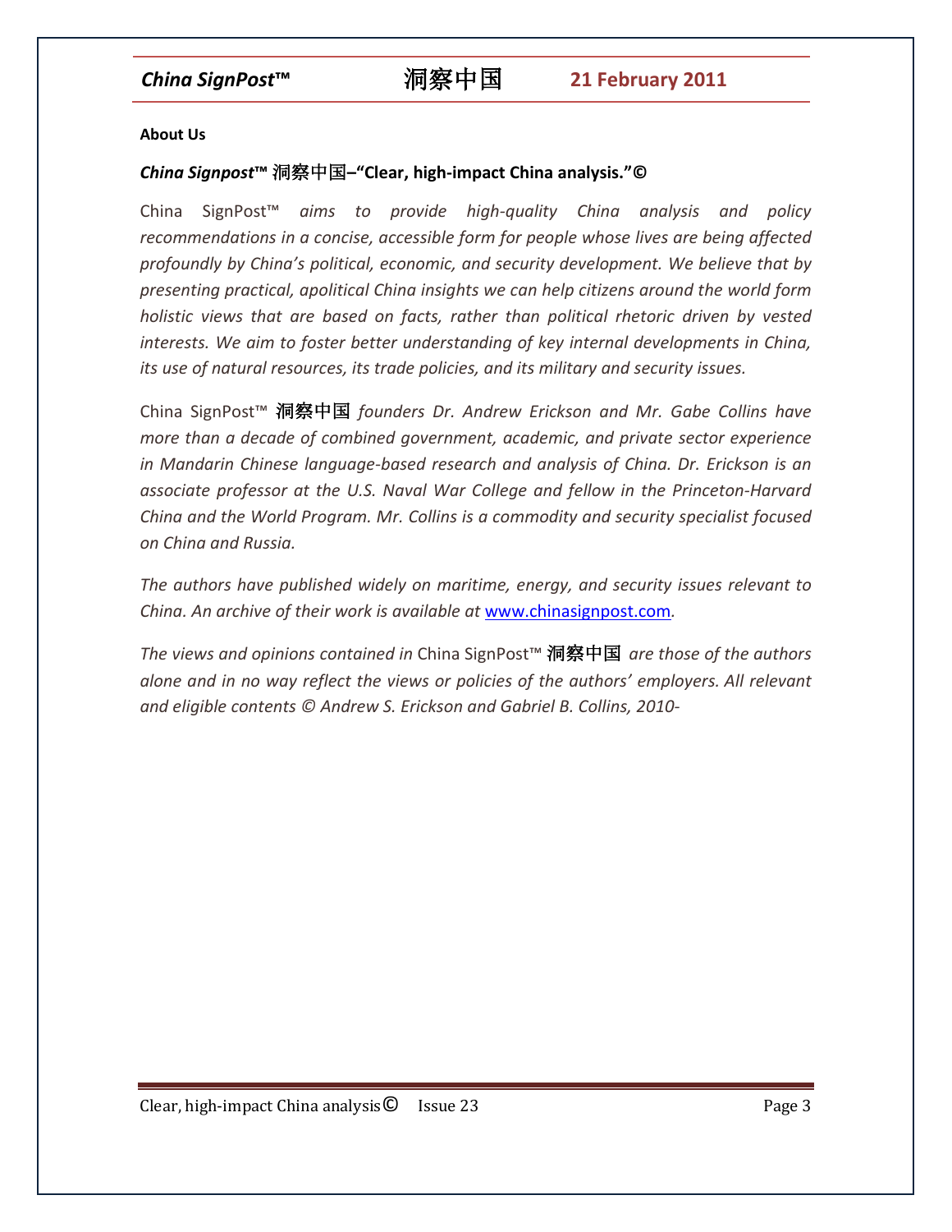**About Us**

***China Signpost*™ 洞察中国–"Clear, high-impact China analysis."©**

China SignPost™ *aims to provide high-quality China analysis and policy recommendations in a concise, accessible form for people whose lives are being affected profoundly by China's political, economic, and security development. We believe that by presenting practical, apolitical China insights we can help citizens around the world form holistic views that are based on facts, rather than political rhetoric driven by vested interests. We aim to foster better understanding of key internal developments in China, its use of natural resources, its trade policies, and its military and security issues.*

China SignPost™ **洞察中国** *founders Dr. Andrew Erickson and Mr. Gabe Collins have more than a decade of combined government, academic, and private sector experience in Mandarin Chinese language-based research and analysis of China. Dr. Erickson is an associate professor at the U.S. Naval War College and fellow in the Princeton-Harvard China and the World Program. Mr. Collins is a commodity and security specialist focused on China and Russia.*

*The authors have published widely on maritime, energy, and security issues relevant to China. An archive of their work is available at* [www.chinasignpost.com](http://www.chinasignpost.com)*.*

*The views and opinions contained in* China SignPost™ **洞察中国** *are those of the authors alone and in no way reflect the views or policies of the authors' employers. All relevant and eligible contents © Andrew S. Erickson and Gabriel B. Collins, 2010-*